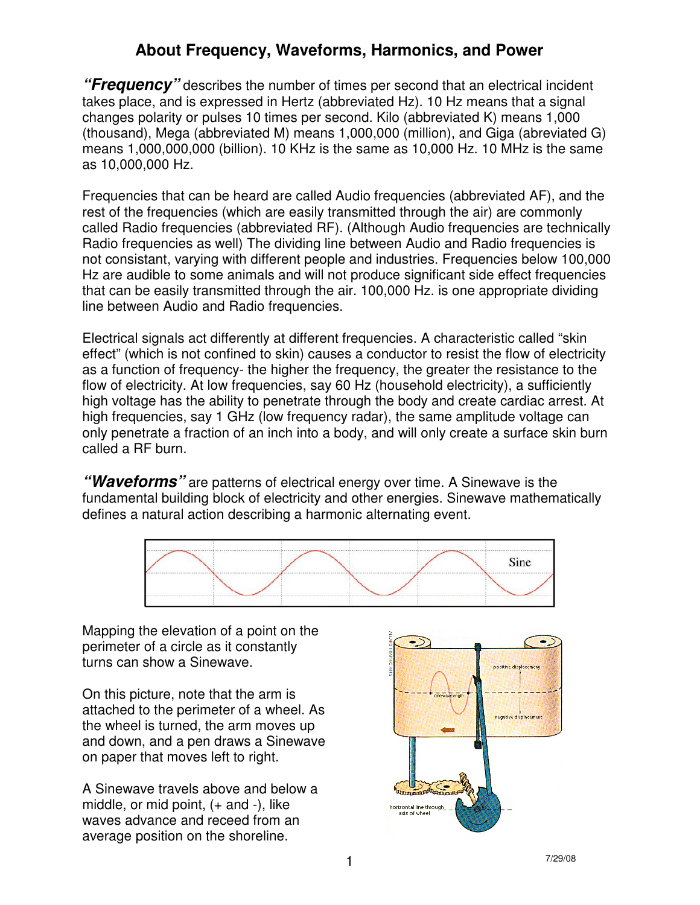# About Frequency, Waveforms, Harmonics, and Power

***"Frequency"*** describes the number of times per second that an electrical incident takes place, and is expressed in Hertz (abbreviated Hz). 10 Hz means that a signal changes polarity or pulses 10 times per second. Kilo (abbreviated K) means 1,000 (thousand), Mega (abbreviated M) means 1,000,000 (million), and Giga (abreviated G) means 1,000,000,000 (billion). 10 KHz is the same as 10,000 Hz. 10 MHz is the same as 10,000,000 Hz.

Frequencies that can be heard are called Audio frequencies (abbreviated AF), and the rest of the frequencies (which are easily transmitted through the air) are commonly called Radio frequencies (abbreviated RF). (Although Audio frequencies are technically Radio frequencies as well) The dividing line between Audio and Radio frequencies is not consistant, varying with different people and industries. Frequencies below 100,000 Hz are audible to some animals and will not produce significant side effect frequencies that can be easily transmitted through the air. 100,000 Hz. is one appropriate dividing line between Audio and Radio frequencies.

Electrical signals act differently at different frequencies. A characteristic called "skin effect" (which is not confined to skin) causes a conductor to resist the flow of electricity as a function of frequency- the higher the frequency, the greater the resistance to the flow of electricity. At low frequencies, say 60 Hz (household electricity), a sufficiently high voltage has the ability to penetrate through the body and create cardiac arrest. At high frequencies, say 1 GHz (low frequency radar), the same amplitude voltage can only penetrate a fraction of an inch into a body, and will only create a surface skin burn called a RF burn.

***"Waveforms"*** are patterns of electrical energy over time. A Sinewave is the fundamental building block of electricity and other energies. Sinewave mathematically defines a natural action describing a harmonic alternating event.

Mapping the elevation of a point on the perimeter of a circle as it constantly turns can show a Sinewave.

On this picture, note that the arm is attached to the perimeter of a wheel. As the wheel is turned, the arm moves up and down, and a pen draws a Sinewave on paper that moves left to right.

A Sinewave travels above and below a middle, or mid point, (+ and -), like waves advance and receed from an average position on the shoreline.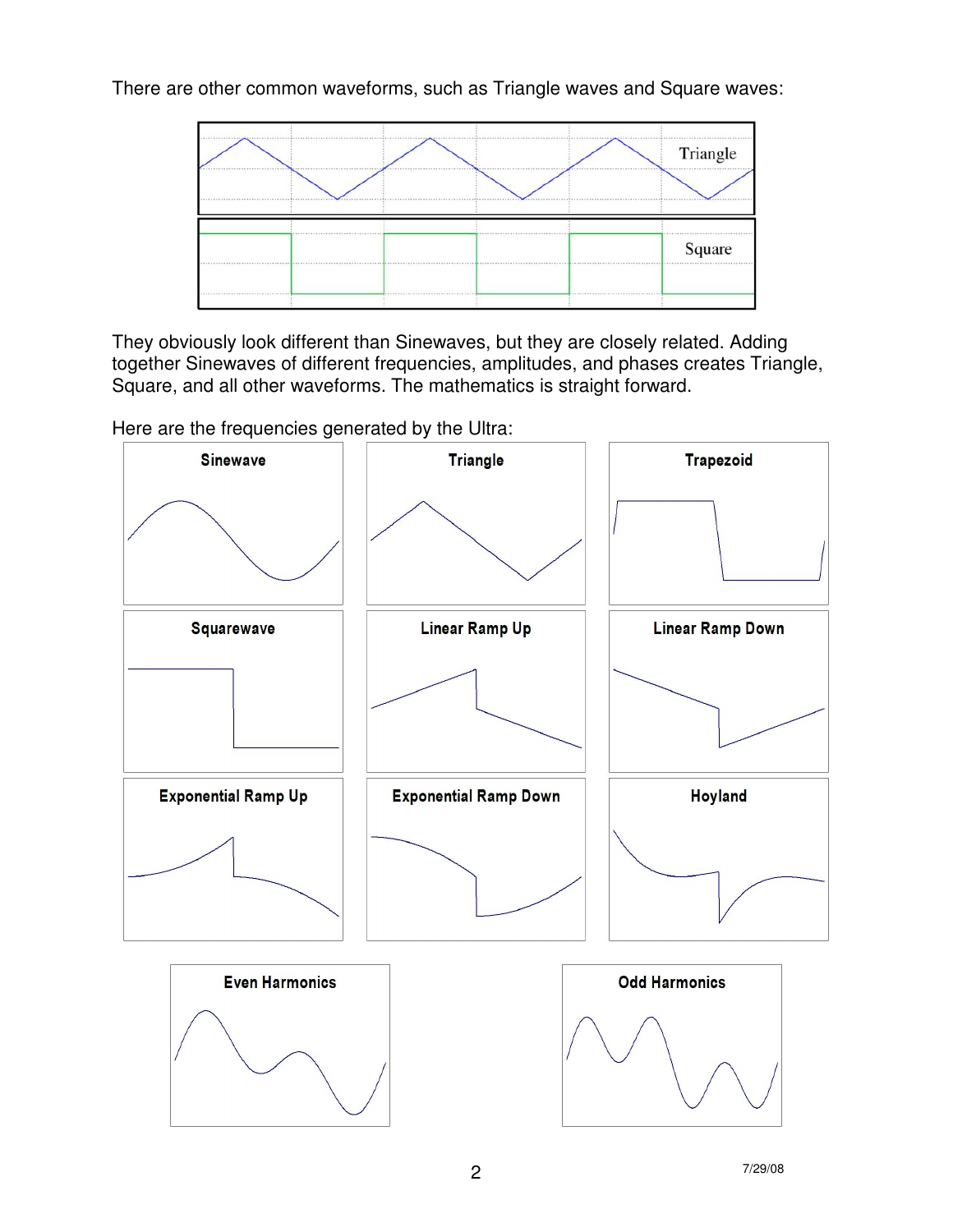There are other common waveforms, such as Triangle waves and Square waves:

They obviously look different than Sinewaves, but they are closely related. Adding together Sinewaves of different frequencies, amplitudes, and phases creates Triangle, Square, and all other waveforms. The mathematics is straight forward.

Here are the frequencies generated by the Ultra: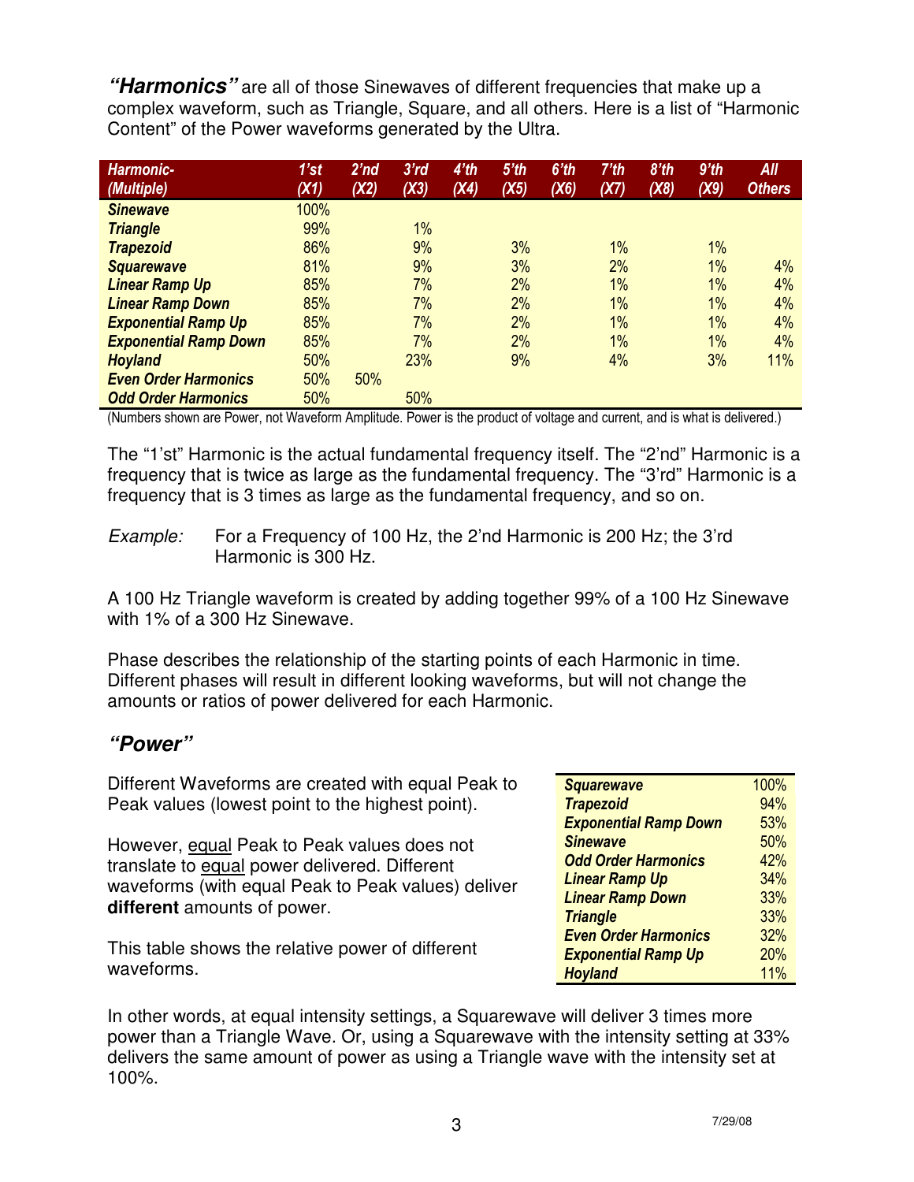***"Harmonics"*** are all of those Sinewaves of different frequencies that make up a complex waveform, such as Triangle, Square, and all others. Here is a list of "Harmonic Content" of the Power waveforms generated by the Ultra.

| *Harmonic- (Multiple)* | *1'st (X1)* | *2'nd (X2)* | *3'rd (X3)* | *4'th (X4)* | *5'th (X5)* | *6'th (X6)* | *7'th (X7)* | *8'th (X8)* | *9'th (X9)* | *All Others* |
|---|---|---|---|---|---|---|---|---|---|---|
| ***Sinewave*** | 100% | | | | | | | | | |
| ***Triangle*** | 99% | | 1% | | | | | | | |
| ***Trapezoid*** | 86% | | 9% | | 3% | | 1% | | 1% | |
| ***Squarewave*** | 81% | | 9% | | 3% | | 2% | | 1% | 4% |
| ***Linear Ramp Up*** | 85% | | 7% | | 2% | | 1% | | 1% | 4% |
| ***Linear Ramp Down*** | 85% | | 7% | | 2% | | 1% | | 1% | 4% |
| ***Exponential Ramp Up*** | 85% | | 7% | | 2% | | 1% | | 1% | 4% |
| ***Exponential Ramp Down*** | 85% | | 7% | | 2% | | 1% | | 1% | 4% |
| ***Hoyland*** | 50% | | 23% | | 9% | | 4% | | 3% | 11% |
| ***Even Order Harmonics*** | 50% | 50% | | | | | | | | |
| ***Odd Order Harmonics*** | 50% | | 50% | | | | | | | |

(Numbers shown are Power, not Waveform Amplitude. Power is the product of voltage and current, and is what is delivered.)

The "1'st" Harmonic is the actual fundamental frequency itself. The "2'nd" Harmonic is a frequency that is twice as large as the fundamental frequency. The "3'rd" Harmonic is a frequency that is 3 times as large as the fundamental frequency, and so on.

*Example:* For a Frequency of 100 Hz, the 2'nd Harmonic is 200 Hz; the 3'rd Harmonic is 300 Hz.

A 100 Hz Triangle waveform is created by adding together 99% of a 100 Hz Sinewave with 1% of a 300 Hz Sinewave.

Phase describes the relationship of the starting points of each Harmonic in time. Different phases will result in different looking waveforms, but will not change the amounts or ratios of power delivered for each Harmonic.

## *"Power"*

Different Waveforms are created with equal Peak to Peak values (lowest point to the highest point).

However, equal Peak to Peak values does not translate to equal power delivered. Different waveforms (with equal Peak to Peak values) deliver **different** amounts of power.

This table shows the relative power of different waveforms.

| Waveform | Relative Power |
|---|---|
| ***Squarewave*** | 100% |
| ***Trapezoid*** | 94% |
| ***Exponential Ramp Down*** | 53% |
| ***Sinewave*** | 50% |
| ***Odd Order Harmonics*** | 42% |
| ***Linear Ramp Up*** | 34% |
| ***Linear Ramp Down*** | 33% |
| ***Triangle*** | 33% |
| ***Even Order Harmonics*** | 32% |
| ***Exponential Ramp Up*** | 20% |
| ***Hoyland*** | 11% |

In other words, at equal intensity settings, a Squarewave will deliver 3 times more power than a Triangle Wave. Or, using a Squarewave with the intensity setting at 33% delivers the same amount of power as using a Triangle wave with the intensity set at 100%.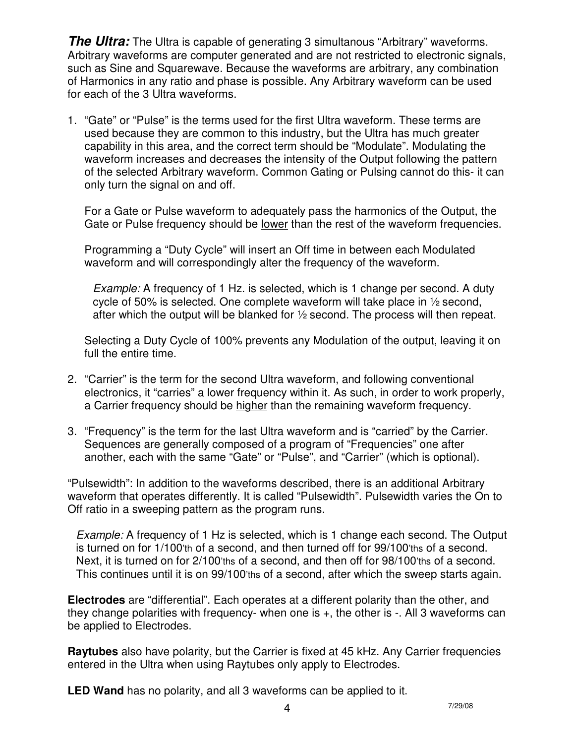***The Ultra:*** The Ultra is capable of generating 3 simultanous "Arbitrary" waveforms. Arbitrary waveforms are computer generated and are not restricted to electronic signals, such as Sine and Squarewave. Because the waveforms are arbitrary, any combination of Harmonics in any ratio and phase is possible. Any Arbitrary waveform can be used for each of the 3 Ultra waveforms.

1. "Gate" or "Pulse" is the terms used for the first Ultra waveform. These terms are used because they are common to this industry, but the Ultra has much greater capability in this area, and the correct term should be "Modulate". Modulating the waveform increases and decreases the intensity of the Output following the pattern of the selected Arbitrary waveform. Common Gating or Pulsing cannot do this- it can only turn the signal on and off.

   For a Gate or Pulse waveform to adequately pass the harmonics of the Output, the Gate or Pulse frequency should be <u>lower</u> than the rest of the waveform frequencies.

   Programming a "Duty Cycle" will insert an Off time in between each Modulated waveform and will correspondingly alter the frequency of the waveform.

   *Example:* A frequency of 1 Hz. is selected, which is 1 change per second. A duty cycle of 50% is selected. One complete waveform will take place in ½ second, after which the output will be blanked for ½ second. The process will then repeat.

   Selecting a Duty Cycle of 100% prevents any Modulation of the output, leaving it on full the entire time.

2. "Carrier" is the term for the second Ultra waveform, and following conventional electronics, it "carries" a lower frequency within it. As such, in order to work properly, a Carrier frequency should be <u>higher</u> than the remaining waveform frequency.

3. "Frequency" is the term for the last Ultra waveform and is "carried" by the Carrier. Sequences are generally composed of a program of "Frequencies" one after another, each with the same "Gate" or "Pulse", and "Carrier" (which is optional).

"Pulsewidth": In addition to the waveforms described, there is an additional Arbitrary waveform that operates differently. It is called "Pulsewidth". Pulsewidth varies the On to Off ratio in a sweeping pattern as the program runs.

*Example:* A frequency of 1 Hz is selected, which is 1 change each second. The Output is turned on for 1/100'th of a second, and then turned off for 99/100'ths of a second. Next, it is turned on for 2/100'ths of a second, and then off for 98/100'ths of a second. This continues until it is on 99/100'ths of a second, after which the sweep starts again.

**Electrodes** are "differential". Each operates at a different polarity than the other, and they change polarities with frequency- when one is +, the other is -. All 3 waveforms can be applied to Electrodes.

**Raytubes** also have polarity, but the Carrier is fixed at 45 kHz. Any Carrier frequencies entered in the Ultra when using Raytubes only apply to Electrodes.

**LED Wand** has no polarity, and all 3 waveforms can be applied to it.

7/29/08